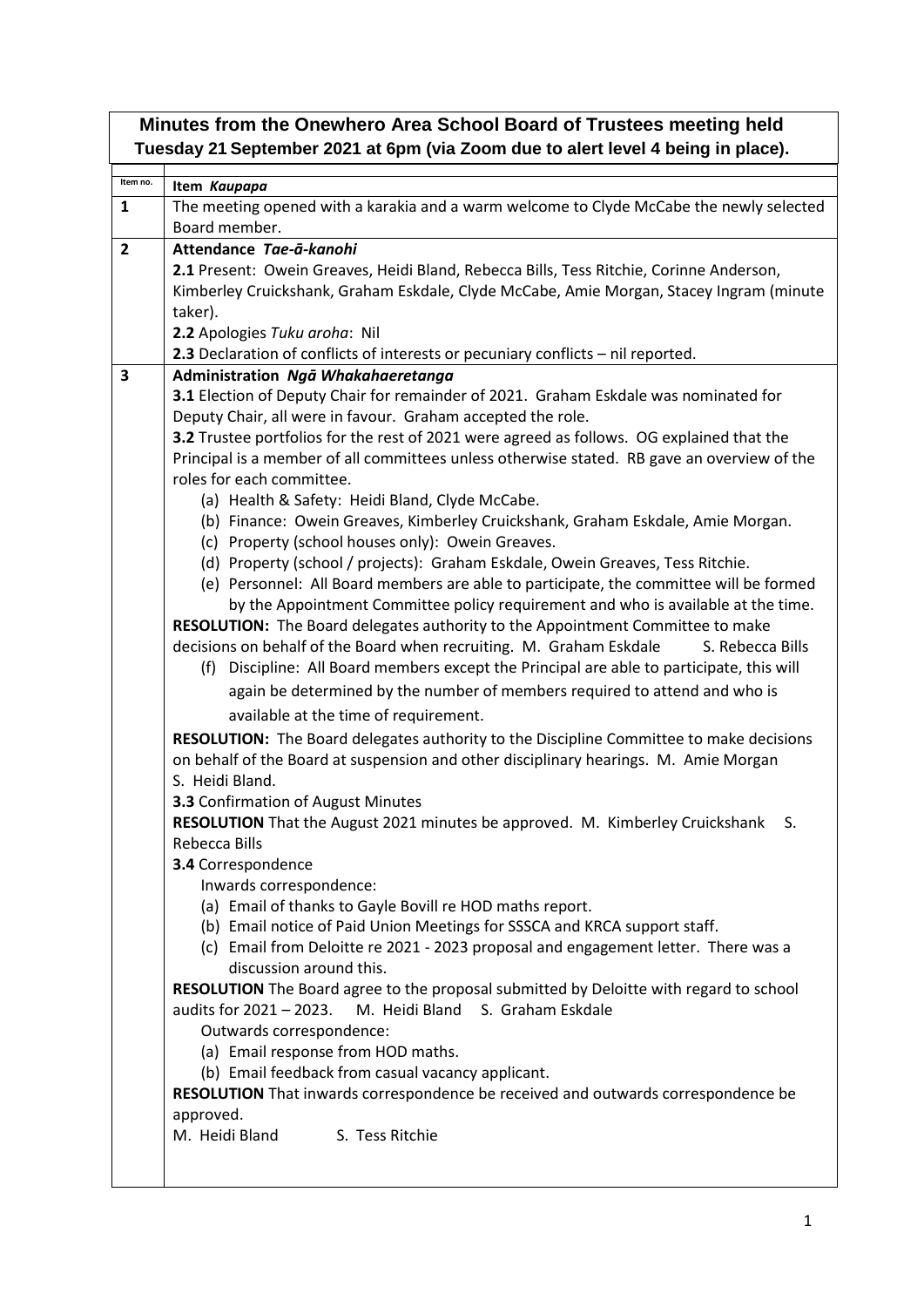# Minutes from the Onewhero Area School Board of Trustees meeting held Tuesday 21 September 2021 at 6pm (via Zoom due to alert level 4 being in place).

| Item no. | Item *Kaupapa* |
|---|---|
| **1** | The meeting opened with a karakia and a warm welcome to Clyde McCabe the newly selected Board member. |
| **2** | **Attendance** ***Tae-ā-kanohi***<br>**2.1** Present: Owein Greaves, Heidi Bland, Rebecca Bills, Tess Ritchie, Corinne Anderson, Kimberley Cruickshank, Graham Eskdale, Clyde McCabe, Amie Morgan, Stacey Ingram (minute taker).<br>**2.2** Apologies *Tuku aroha*: Nil<br>**2.3** Declaration of conflicts of interests or pecuniary conflicts – nil reported. |
| **3** | **Administration** ***Ngā Whakahaeretanga***<br>**3.1** Election of Deputy Chair for remainder of 2021. Graham Eskdale was nominated for Deputy Chair, all were in favour. Graham accepted the role.<br>**3.2** Trustee portfolios for the rest of 2021 were agreed as follows. OG explained that the Principal is a member of all committees unless otherwise stated. RB gave an overview of the roles for each committee.<br>(a) Health & Safety: Heidi Bland, Clyde McCabe.<br>(b) Finance: Owein Greaves, Kimberley Cruickshank, Graham Eskdale, Amie Morgan.<br>(c) Property (school houses only): Owein Greaves.<br>(d) Property (school / projects): Graham Eskdale, Owein Greaves, Tess Ritchie.<br>(e) Personnel: All Board members are able to participate, the committee will be formed by the Appointment Committee policy requirement and who is available at the time.<br>**RESOLUTION:** The Board delegates authority to the Appointment Committee to make decisions on behalf of the Board when recruiting. M. Graham Eskdale S. Rebecca Bills<br>(f) Discipline: All Board members except the Principal are able to participate, this will again be determined by the number of members required to attend and who is available at the time of requirement.<br>**RESOLUTION:** The Board delegates authority to the Discipline Committee to make decisions on behalf of the Board at suspension and other disciplinary hearings. M. Amie Morgan S. Heidi Bland.<br>**3.3** Confirmation of August Minutes<br>**RESOLUTION** That the August 2021 minutes be approved. M. Kimberley Cruickshank S. Rebecca Bills<br>**3.4** Correspondence<br>Inwards correspondence:<br>(a) Email of thanks to Gayle Bovill re HOD maths report.<br>(b) Email notice of Paid Union Meetings for SSSCA and KRCA support staff.<br>(c) Email from Deloitte re 2021 - 2023 proposal and engagement letter. There was a discussion around this.<br>**RESOLUTION** The Board agree to the proposal submitted by Deloitte with regard to school audits for 2021 – 2023. M. Heidi Bland S. Graham Eskdale<br>Outwards correspondence:<br>(a) Email response from HOD maths.<br>(b) Email feedback from casual vacancy applicant.<br>**RESOLUTION** That inwards correspondence be received and outwards correspondence be approved.<br>M. Heidi Bland S. Tess Ritchie |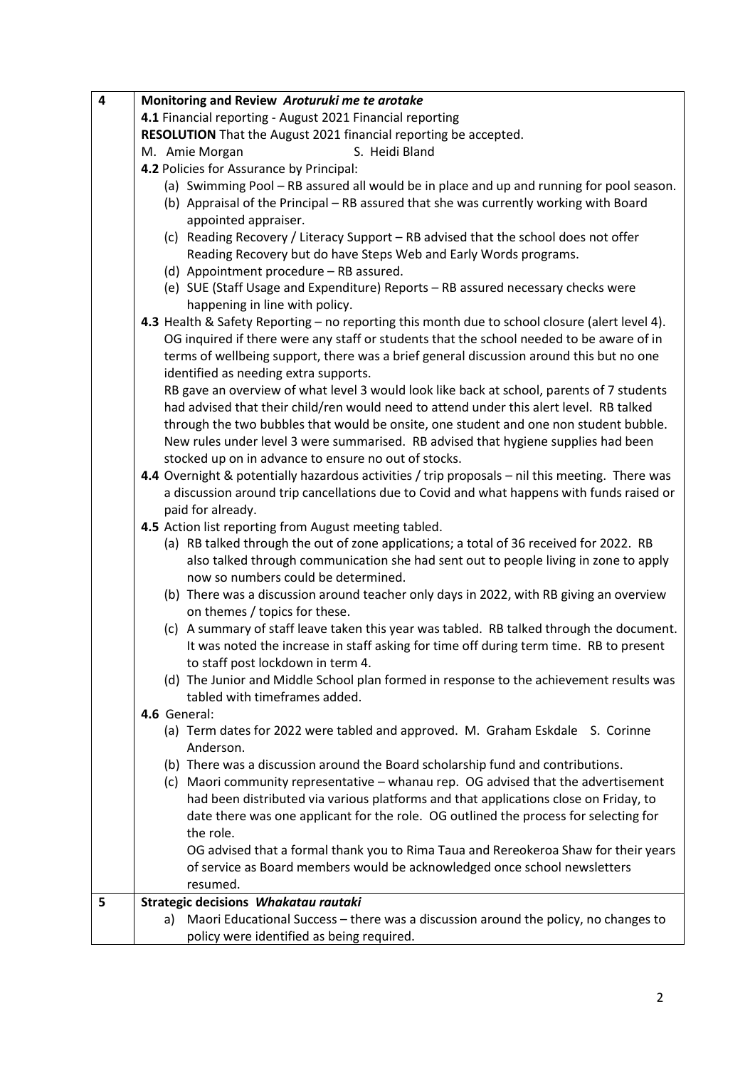| | |
|---|---|
| 4 | **Monitoring and Review** ***Aroturuki me te arotake*** <br> **4.1** Financial reporting - August 2021 Financial reporting <br> **RESOLUTION** That the August 2021 financial reporting be accepted. <br> M. Amie Morgan S. Heidi Bland <br> **4.2** Policies for Assurance by Principal: <br> (a) Swimming Pool – RB assured all would be in place and up and running for pool season. <br> (b) Appraisal of the Principal – RB assured that she was currently working with Board appointed appraiser. <br> (c) Reading Recovery / Literacy Support – RB advised that the school does not offer Reading Recovery but do have Steps Web and Early Words programs. <br> (d) Appointment procedure – RB assured. <br> (e) SUE (Staff Usage and Expenditure) Reports – RB assured necessary checks were happening in line with policy. <br> **4.3** Health & Safety Reporting – no reporting this month due to school closure (alert level 4). OG inquired if there were any staff or students that the school needed to be aware of in terms of wellbeing support, there was a brief general discussion around this but no one identified as needing extra supports. <br> RB gave an overview of what level 3 would look like back at school, parents of 7 students had advised that their child/ren would need to attend under this alert level. RB talked through the two bubbles that would be onsite, one student and one non student bubble. New rules under level 3 were summarised. RB advised that hygiene supplies had been stocked up on in advance to ensure no out of stocks. <br> **4.4** Overnight & potentially hazardous activities / trip proposals – nil this meeting. There was a discussion around trip cancellations due to Covid and what happens with funds raised or paid for already. <br> **4.5** Action list reporting from August meeting tabled. <br> (a) RB talked through the out of zone applications; a total of 36 received for 2022. RB also talked through communication she had sent out to people living in zone to apply now so numbers could be determined. <br> (b) There was a discussion around teacher only days in 2022, with RB giving an overview on themes / topics for these. <br> (c) A summary of staff leave taken this year was tabled. RB talked through the document. It was noted the increase in staff asking for time off during term time. RB to present to staff post lockdown in term 4. <br> (d) The Junior and Middle School plan formed in response to the achievement results was tabled with timeframes added. <br> **4.6** General: <br> (a) Term dates for 2022 were tabled and approved. M. Graham Eskdale S. Corinne Anderson. <br> (b) There was a discussion around the Board scholarship fund and contributions. <br> (c) Maori community representative – whanau rep. OG advised that the advertisement had been distributed via various platforms and that applications close on Friday, to date there was one applicant for the role. OG outlined the process for selecting for the role. <br> OG advised that a formal thank you to Rima Taua and Rereokeroa Shaw for their years of service as Board members would be acknowledged once school newsletters resumed. |
| 5 | **Strategic decisions** ***Whakatau rautaki*** <br> a) Maori Educational Success – there was a discussion around the policy, no changes to policy were identified as being required. |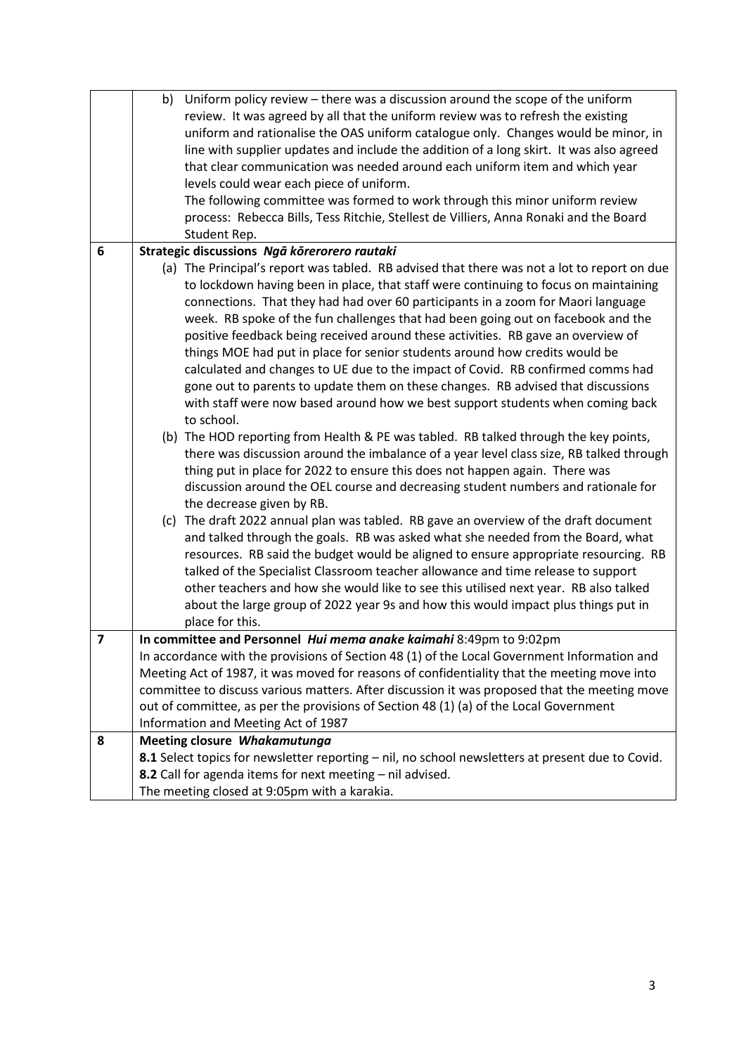| | |
|---|---|
| | b) Uniform policy review – there was a discussion around the scope of the uniform review. It was agreed by all that the uniform review was to refresh the existing uniform and rationalise the OAS uniform catalogue only. Changes would be minor, in line with supplier updates and include the addition of a long skirt. It was also agreed that clear communication was needed around each uniform item and which year levels could wear each piece of uniform.<br>The following committee was formed to work through this minor uniform review process: Rebecca Bills, Tess Ritchie, Stellest de Villiers, Anna Ronaki and the Board Student Rep. |
| **6** | **Strategic discussions** ***Ngā kōrerorero rautaki***<br>(a) The Principal's report was tabled. RB advised that there was not a lot to report on due to lockdown having been in place, that staff were continuing to focus on maintaining connections. That they had had over 60 participants in a zoom for Maori language week. RB spoke of the fun challenges that had been going out on facebook and the positive feedback being received around these activities. RB gave an overview of things MOE had put in place for senior students around how credits would be calculated and changes to UE due to the impact of Covid. RB confirmed comms had gone out to parents to update them on these changes. RB advised that discussions with staff were now based around how we best support students when coming back to school.<br>(b) The HOD reporting from Health & PE was tabled. RB talked through the key points, there was discussion around the imbalance of a year level class size, RB talked through thing put in place for 2022 to ensure this does not happen again. There was discussion around the OEL course and decreasing student numbers and rationale for the decrease given by RB.<br>(c) The draft 2022 annual plan was tabled. RB gave an overview of the draft document and talked through the goals. RB was asked what she needed from the Board, what resources. RB said the budget would be aligned to ensure appropriate resourcing. RB talked of the Specialist Classroom teacher allowance and time release to support other teachers and how she would like to see this utilised next year. RB also talked about the large group of 2022 year 9s and how this would impact plus things put in place for this. |
| **7** | **In committee and Personnel** ***Hui mema anake kaimahi*** 8:49pm to 9:02pm<br>In accordance with the provisions of Section 48 (1) of the Local Government Information and Meeting Act of 1987, it was moved for reasons of confidentiality that the meeting move into committee to discuss various matters. After discussion it was proposed that the meeting move out of committee, as per the provisions of Section 48 (1) (a) of the Local Government Information and Meeting Act of 1987 |
| **8** | **Meeting closure** ***Whakamutunga***<br>**8.1** Select topics for newsletter reporting – nil, no school newsletters at present due to Covid.<br>**8.2** Call for agenda items for next meeting – nil advised.<br>The meeting closed at 9:05pm with a karakia. |